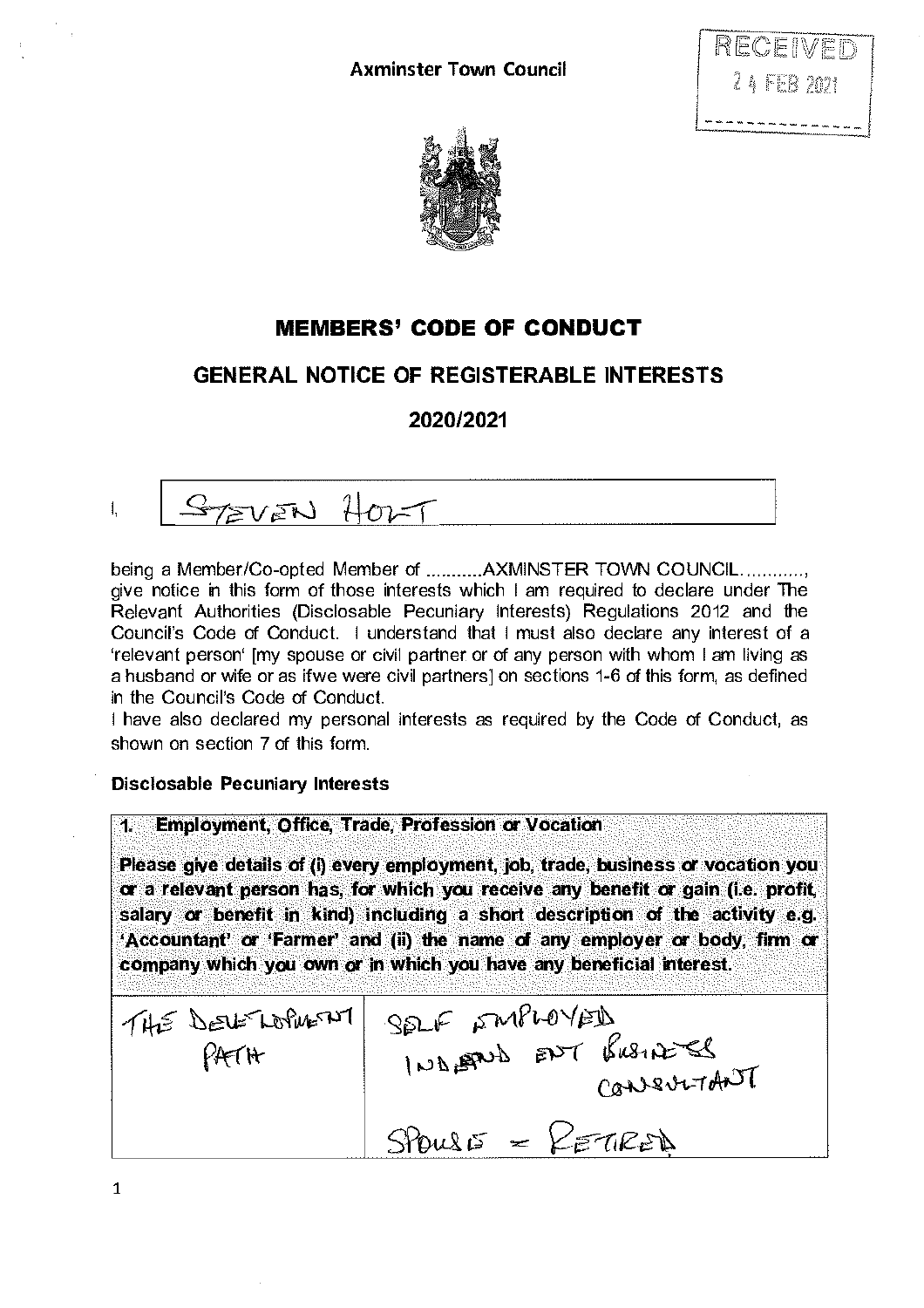Axminster Town Council

RECEIVED
24 FEB 2021

# MEMBERS' CODE OF CONDUCT

## GENERAL NOTICE OF REGISTERABLE INTERESTS

## 2020/2021

I, STEVEN HOLT

being a Member/Co-opted Member of ...........AXMINSTER TOWN COUNCIL............, give notice in this form of those interests which I am required to declare under The Relevant Authorities (Disclosable Pecuniary Interests) Regulations 2012 and the Council's Code of Conduct. I understand that I must also declare any interest of a 'relevant person' [my spouse or civil partner or of any person with whom I am living as a husband or wife or as if we were civil partners] on sections 1-6 of this form, as defined in the Council's Code of Conduct.
I have also declared my personal interests as required by the Code of Conduct, as shown on section 7 of this form.

**Disclosable Pecuniary Interests**

| **1. Employment, Office, Trade, Profession or Vocation**<br><br>**Please give details of (i) every employment, job, trade, business or vocation you or a relevant person has, for which you receive any benefit or gain (i.e. profit, salary or benefit in kind) including a short description of the activity e.g. 'Accountant' or 'Farmer' and (ii) the name of any employer or body, firm or company which you own or in which you have any beneficial interest.** | |
|---|---|
| THE DEVELOPMENT PATH | SELF EMPLOYED INDEPENDENT BUSINESS CONSULTANT<br><br>SPOUSE = RETIRED |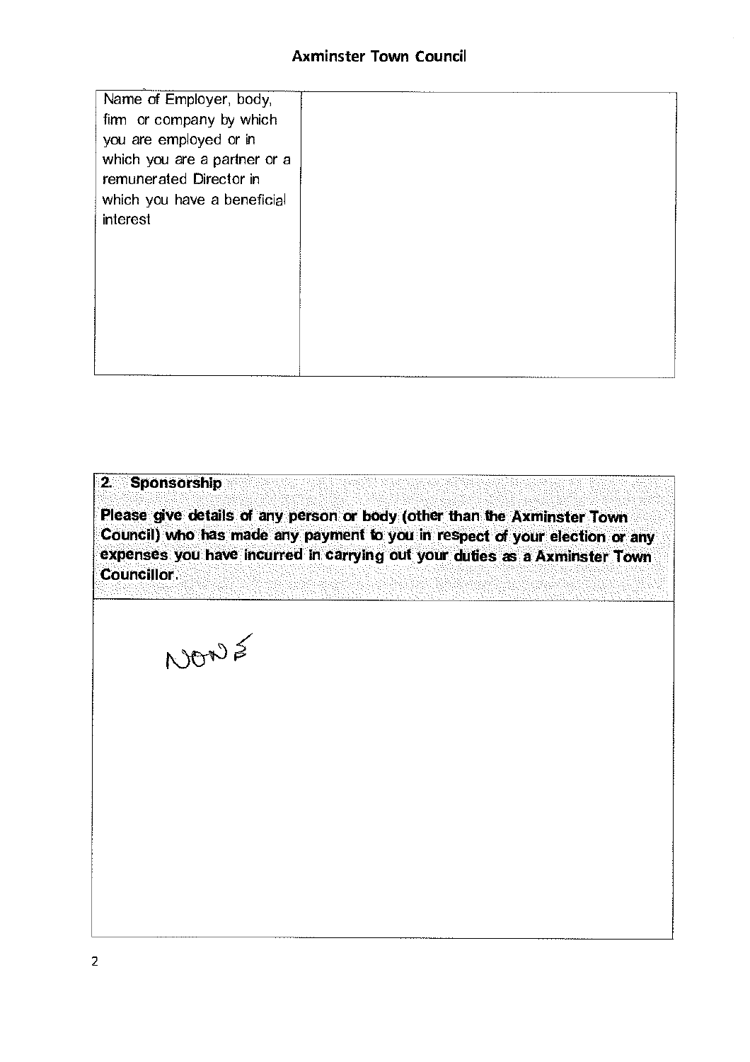| Name of Employer, body, firm or company by which you are employed or in which you are a partner or a remunerated Director in which you have a beneficial interest | |
|---|---|

| **2. Sponsorship** **Please give details of any person or body (other than the Axminster Town Council) who has made any payment to you in respect of your election or any expenses you have incurred in carrying out your duties as a Axminster Town Councillor.** |
|---|
| NONE |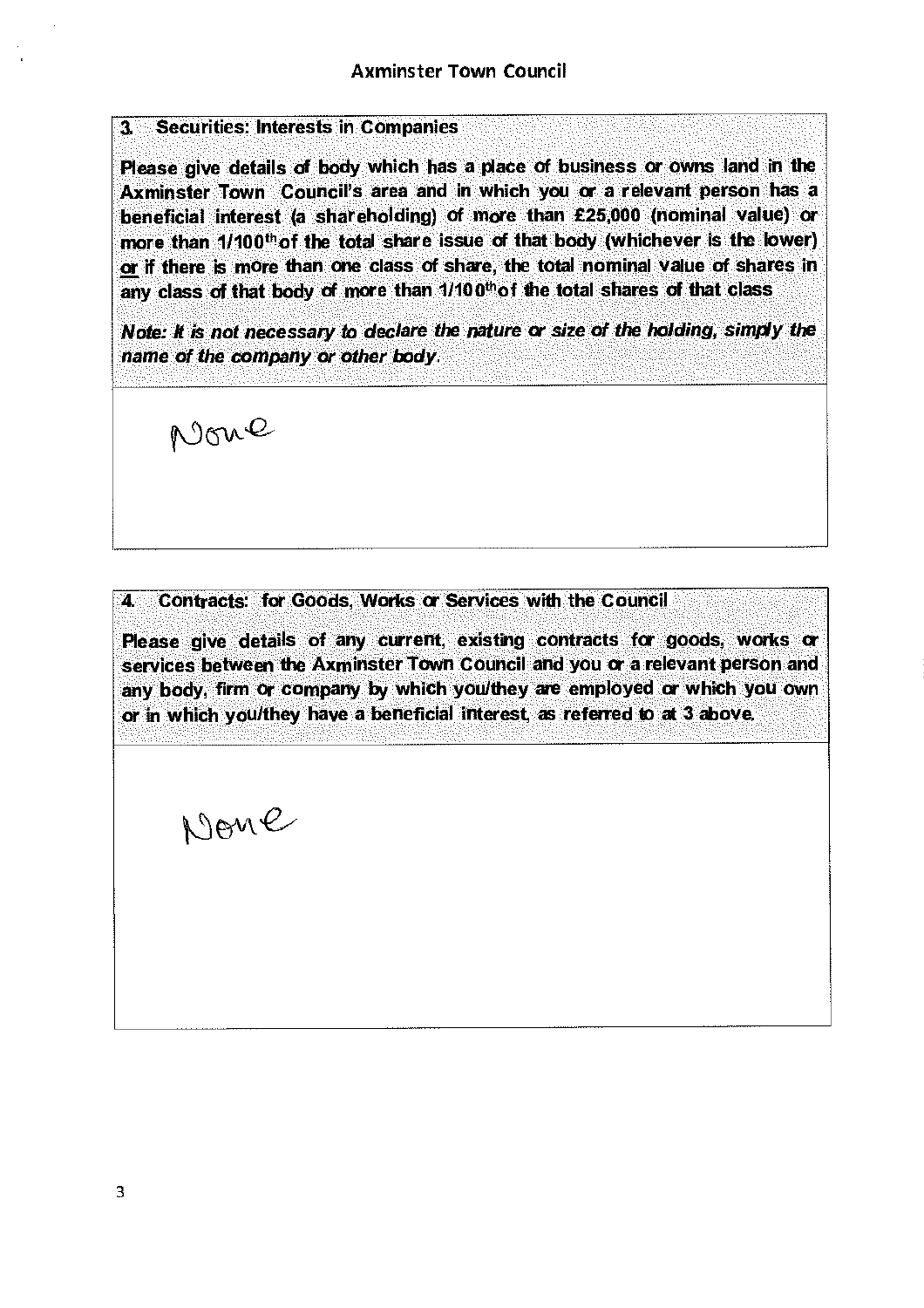## 3. Securities: Interests in Companies

**Please give details of body which has a place of business or owns land in the Axminster Town Council's area and in which you or a relevant person has a beneficial interest (a shareholding) of more than £25,000 (nominal value) or more than 1/100th of the total share issue of that body (whichever is the lower) or if there is more than one class of share, the total nominal value of shares in any class of that body of more than 1/100th of the total shares of that class**

***Note: It is not necessary to declare the nature or size of the holding, simply the name of the company or other body.***

None

## 4. Contracts: for Goods, Works or Services with the Council

**Please give details of any current, existing contracts for goods, works or services between the Axminster Town Council and you or a relevant person and any body, firm or company by which you/they are employed or which you own or in which you/they have a beneficial interest, as referred to at 3 above.**

None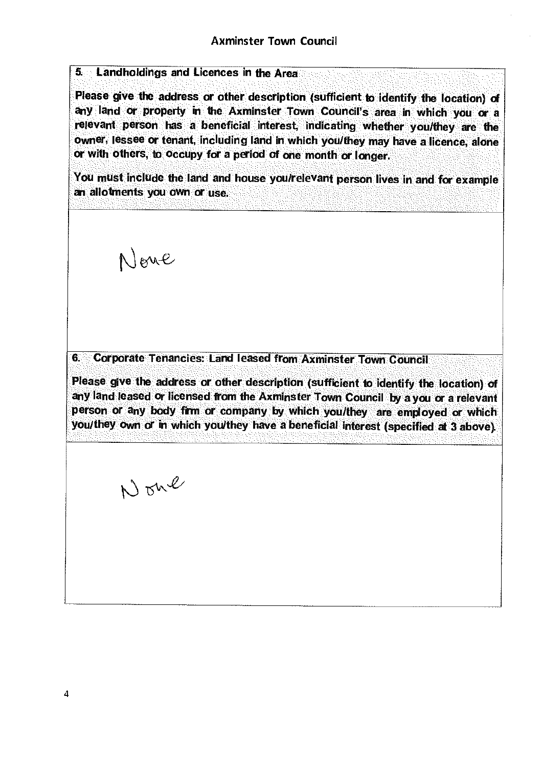**5. Landholdings and Licences in the Area**

**Please give the address or other description (sufficient to identify the location) of any land or property in the Axminster Town Council's area in which you or a relevant person has a beneficial interest, indicating whether you/they are the owner, lessee or tenant, including land in which you/they may have a licence, alone or with others, to occupy for a period of one month or longer.**

**You must include the land and house you/relevant person lives in and for example an allotments you own or use.**

None

**6. Corporate Tenancies: Land leased from Axminster Town Council**

**Please give the address or other description (sufficient to identify the location) of any land leased or licensed from the Axminster Town Council by a you or a relevant person or any body firm or company by which you/they are employed or which you/they own or in which you/they have a beneficial interest (specified at 3 above).**

None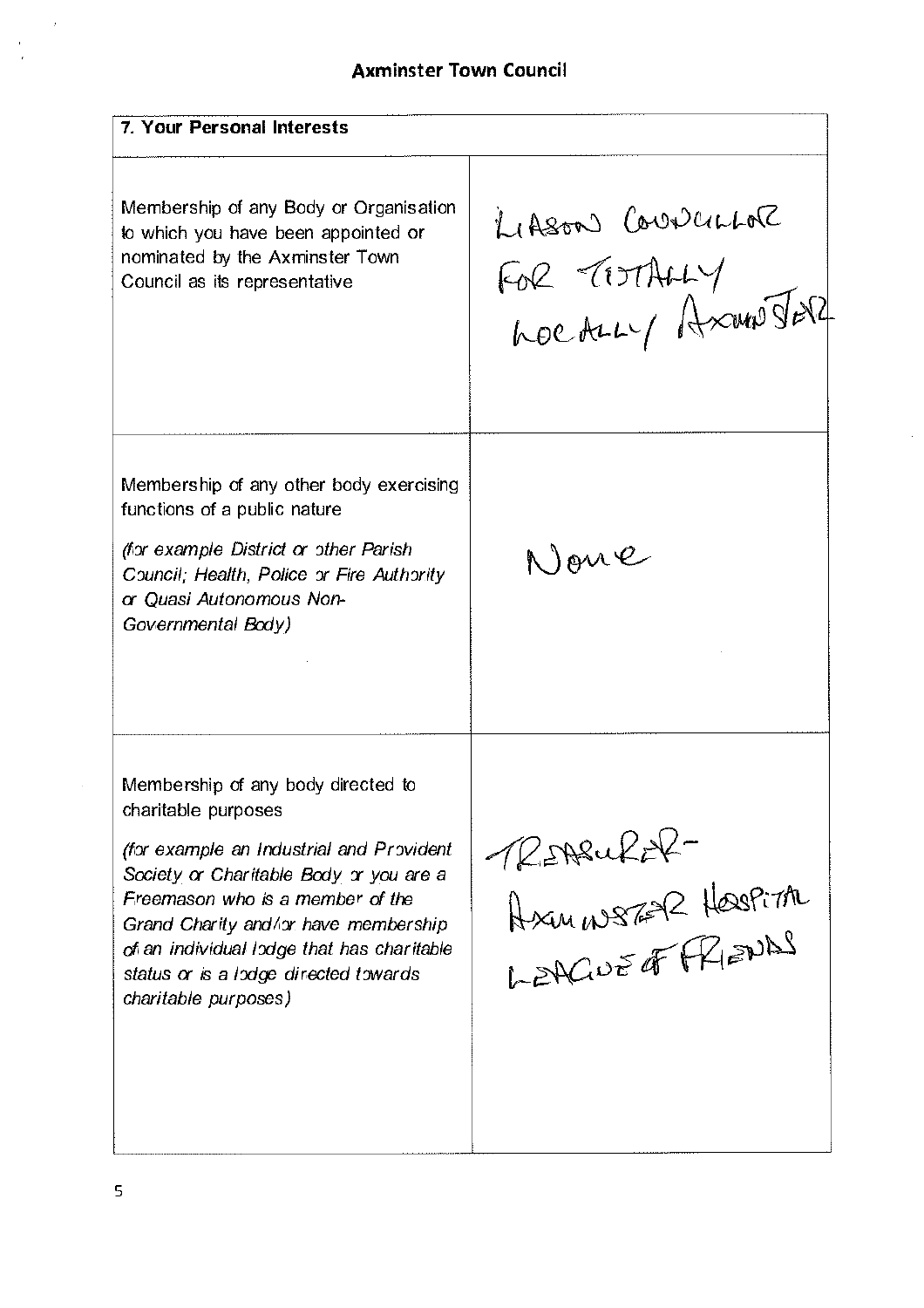## Axminster Town Council

| 7. Your Personal Interests | |
|---|---|
| Membership of any Body or Organisation to which you have been appointed or nominated by the Axminster Town Council as its representative | LIASON COUNCILLOR FOR TOTALLY LOCALLY AXMINSTER |
| Membership of any other body exercising functions of a public nature<br><br>*(for example District or other Parish Council; Health, Police or Fire Authority or Quasi Autonomous Non-Governmental Body)* | None |
| Membership of any body directed to charitable purposes<br><br>*(for example an Industrial and Provident Society or Charitable Body or you are a Freemason who is a member of the Grand Charity and/or have membership of an individual lodge that has charitable status or is a lodge directed towards charitable purposes)* | TREASURER - AXMINSTER HOSPITAL LEAGUE OF FRIENDS |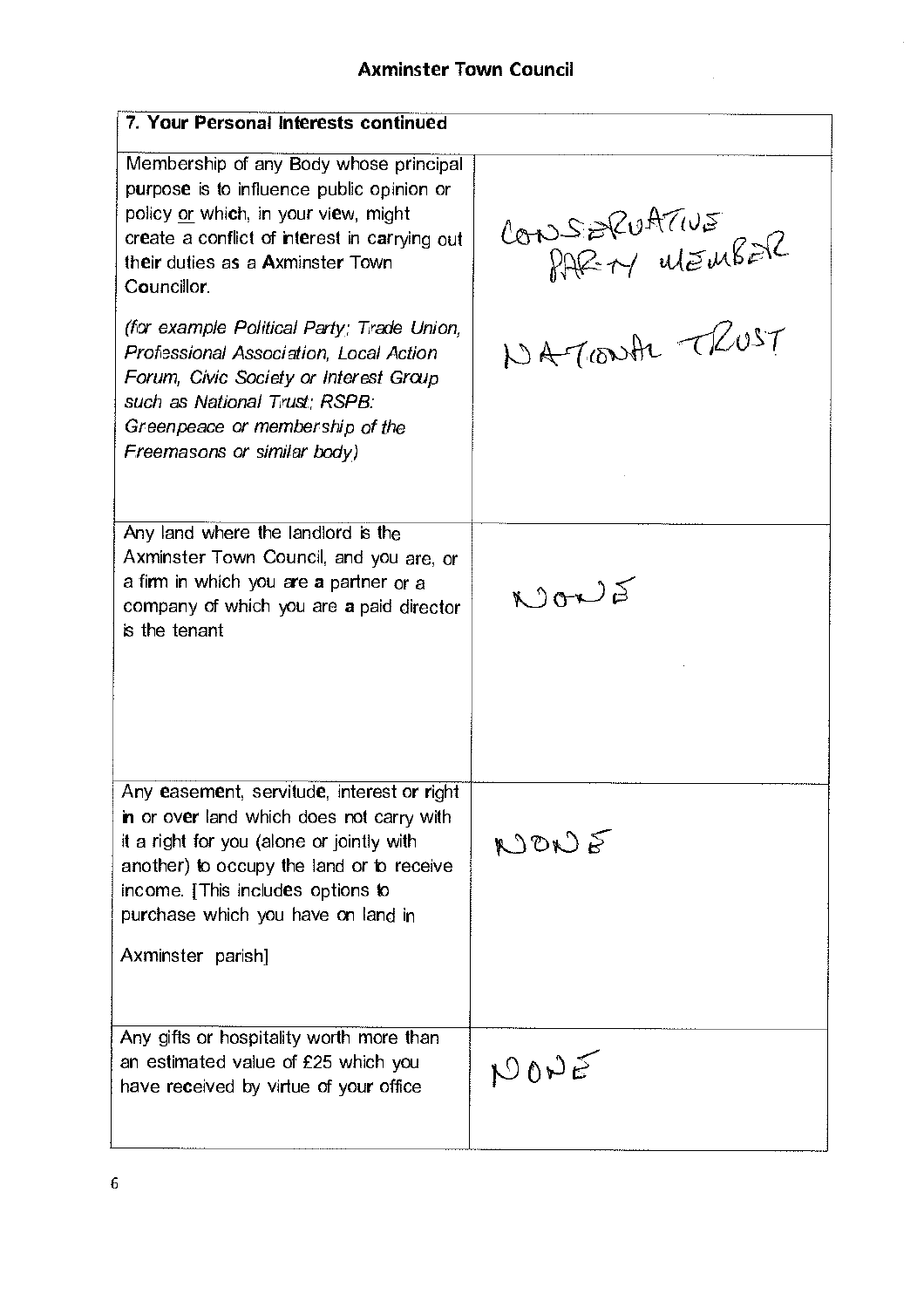**Axminster Town Council**

| 7. Your Personal Interests continued | |
|---|---|
| Membership of any Body whose principal purpose is to influence public opinion or policy or which, in your view, might create a conflict of interest in carrying out their duties as a Axminster Town Councillor.<br><br>*(for example Political Party; Trade Union, Professional Association, Local Action Forum, Civic Society or Interest Group such as National Trust; RSPB: Greenpeace or membership of the Freemasons or similar body)* | CONSERVATIVE PARTY MEMBER<br><br>NATIONAL TRUST |
| Any land where the landlord is the Axminster Town Council, and you are, or a firm in which you are a partner or a company of which you are a paid director is the tenant | NONE |
| Any easement, servitude, interest or right in or over land which does not carry with it a right for you (alone or jointly with another) to occupy the land or to receive income. [This includes options to purchase which you have on land in Axminster parish] | NONE |
| Any gifts or hospitality worth more than an estimated value of £25 which you have received by virtue of your office | NONE |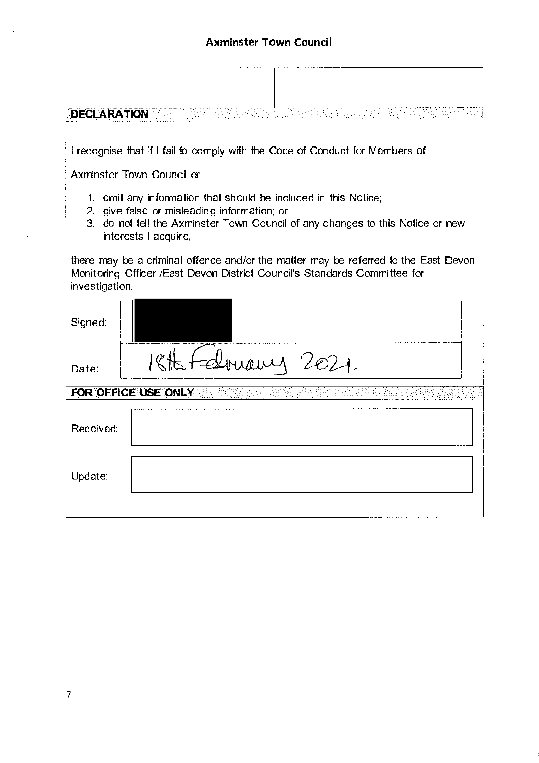## Axminster Town Council

| | |
|---|---|
| | |

**DECLARATION**

I recognise that if I fail to comply with the Code of Conduct for Members of

Axminster Town Council or

1. omit any information that should be included in this Notice;
2. give false or misleading information; or
3. do not tell the Axminster Town Council of any changes to this Notice or new interests I acquire,

there may be a criminal offence and/or the matter may be referred to the East Devon Monitoring Officer /East Devon District Council's Standards Committee for investigation.

| | |
|---|---|
| Signed: | [REDACTED] |
| Date: | 18th February 2021. |

**FOR OFFICE USE ONLY**

| | |
|---|---|
| Received: | |
| Update: | |